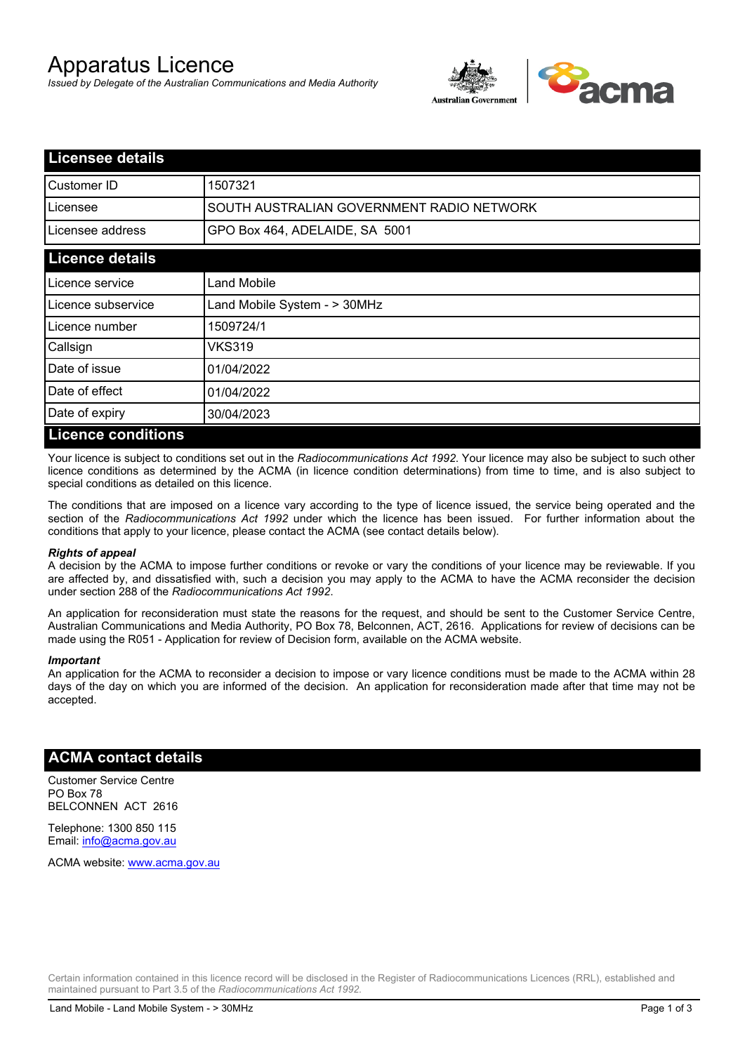# Apparatus Licence

*Issued by Delegate of the Australian Communications and Media Authority*

## Licensee details

| Customer ID | 1507321 |
|---|---|
| Licensee | SOUTH AUSTRALIAN GOVERNMENT RADIO NETWORK |
| Licensee address | GPO Box 464, ADELAIDE, SA 5001 |

## Licence details

| Licence service | Land Mobile |
|---|---|
| Licence subservice | Land Mobile System - > 30MHz |
| Licence number | 1509724/1 |
| Callsign | VKS319 |
| Date of issue | 01/04/2022 |
| Date of effect | 01/04/2022 |
| Date of expiry | 30/04/2023 |

## Licence conditions

Your licence is subject to conditions set out in the *Radiocommunications Act 1992*. Your licence may also be subject to such other licence conditions as determined by the ACMA (in licence condition determinations) from time to time, and is also subject to special conditions as detailed on this licence.

The conditions that are imposed on a licence vary according to the type of licence issued, the service being operated and the section of the *Radiocommunications Act 1992* under which the licence has been issued. For further information about the conditions that apply to your licence, please contact the ACMA (see contact details below).

***Rights of appeal***

A decision by the ACMA to impose further conditions or revoke or vary the conditions of your licence may be reviewable. If you are affected by, and dissatisfied with, such a decision you may apply to the ACMA to have the ACMA reconsider the decision under section 288 of the *Radiocommunications Act 1992*.

An application for reconsideration must state the reasons for the request, and should be sent to the Customer Service Centre, Australian Communications and Media Authority, PO Box 78, Belconnen, ACT, 2616. Applications for review of decisions can be made using the R051 - Application for review of Decision form, available on the ACMA website.

***Important***

An application for the ACMA to reconsider a decision to impose or vary licence conditions must be made to the ACMA within 28 days of the day on which you are informed of the decision. An application for reconsideration made after that time may not be accepted.

## ACMA contact details

Customer Service Centre
PO Box 78
BELCONNEN ACT 2616

Telephone: 1300 850 115
Email: info@acma.gov.au

ACMA website: www.acma.gov.au

Certain information contained in this licence record will be disclosed in the Register of Radiocommunications Licences (RRL), established and maintained pursuant to Part 3.5 of the *Radiocommunications Act 1992.*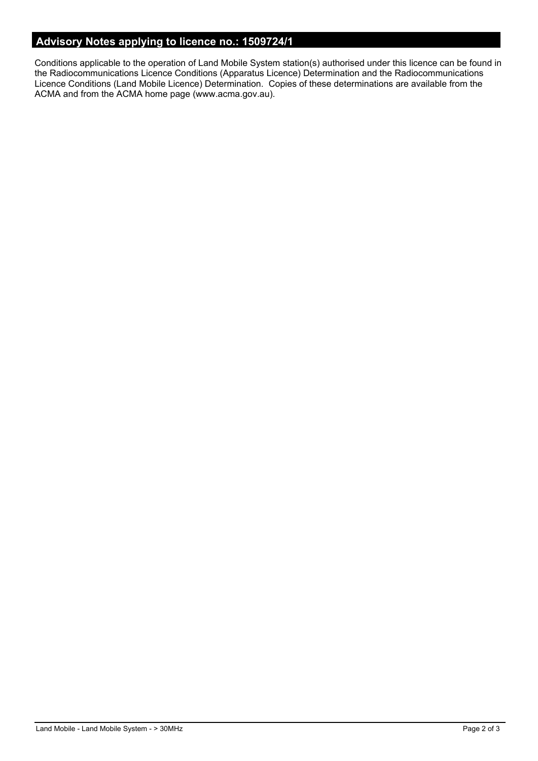## Advisory Notes applying to licence no.: 1509724/1

Conditions applicable to the operation of Land Mobile System station(s) authorised under this licence can be found in the Radiocommunications Licence Conditions (Apparatus Licence) Determination and the Radiocommunications Licence Conditions (Land Mobile Licence) Determination. Copies of these determinations are available from the ACMA and from the ACMA home page (www.acma.gov.au).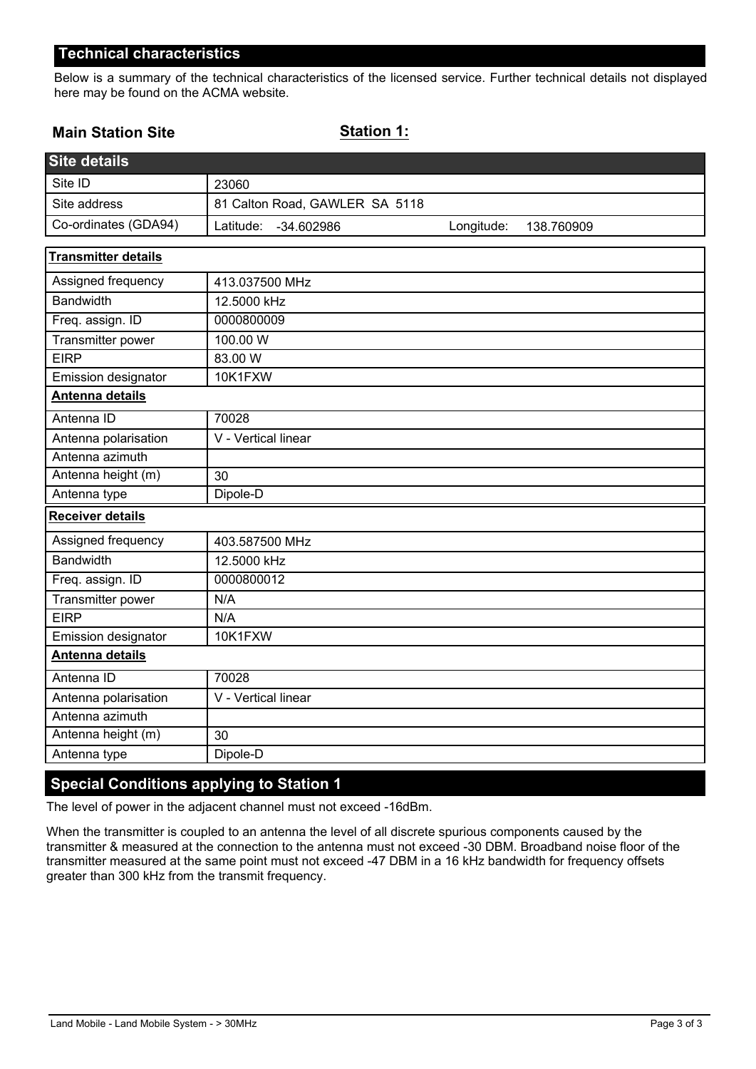## Technical characteristics

Below is a summary of the technical characteristics of the licensed service. Further technical details not displayed here may be found on the ACMA website.

**Main Station Site** **Station 1:**

| Site details | |
|---|---|
| Site ID | 23060 |
| Site address | 81 Calton Road, GAWLER SA 5118 |
| Co-ordinates (GDA94) | Latitude: -34.602986 Longitude: 138.760909 |

| **Transmitter details** | |
|---|---|
| Assigned frequency | 413.037500 MHz |
| Bandwidth | 12.5000 kHz |
| Freq. assign. ID | 0000800009 |
| Transmitter power | 100.00 W |
| EIRP | 83.00 W |
| Emission designator | 10K1FXW |
| **Antenna details** | |
| Antenna ID | 70028 |
| Antenna polarisation | V - Vertical linear |
| Antenna azimuth | |
| Antenna height (m) | 30 |
| Antenna type | Dipole-D |
| **Receiver details** | |
| Assigned frequency | 403.587500 MHz |
| Bandwidth | 12.5000 kHz |
| Freq. assign. ID | 0000800012 |
| Transmitter power | N/A |
| EIRP | N/A |
| Emission designator | 10K1FXW |
| **Antenna details** | |
| Antenna ID | 70028 |
| Antenna polarisation | V - Vertical linear |
| Antenna azimuth | |
| Antenna height (m) | 30 |
| Antenna type | Dipole-D |

## Special Conditions applying to Station 1

The level of power in the adjacent channel must not exceed -16dBm.

When the transmitter is coupled to an antenna the level of all discrete spurious components caused by the transmitter & measured at the connection to the antenna must not exceed -30 DBM. Broadband noise floor of the transmitter measured at the same point must not exceed -47 DBM in a 16 kHz bandwidth for frequency offsets greater than 300 kHz from the transmit frequency.